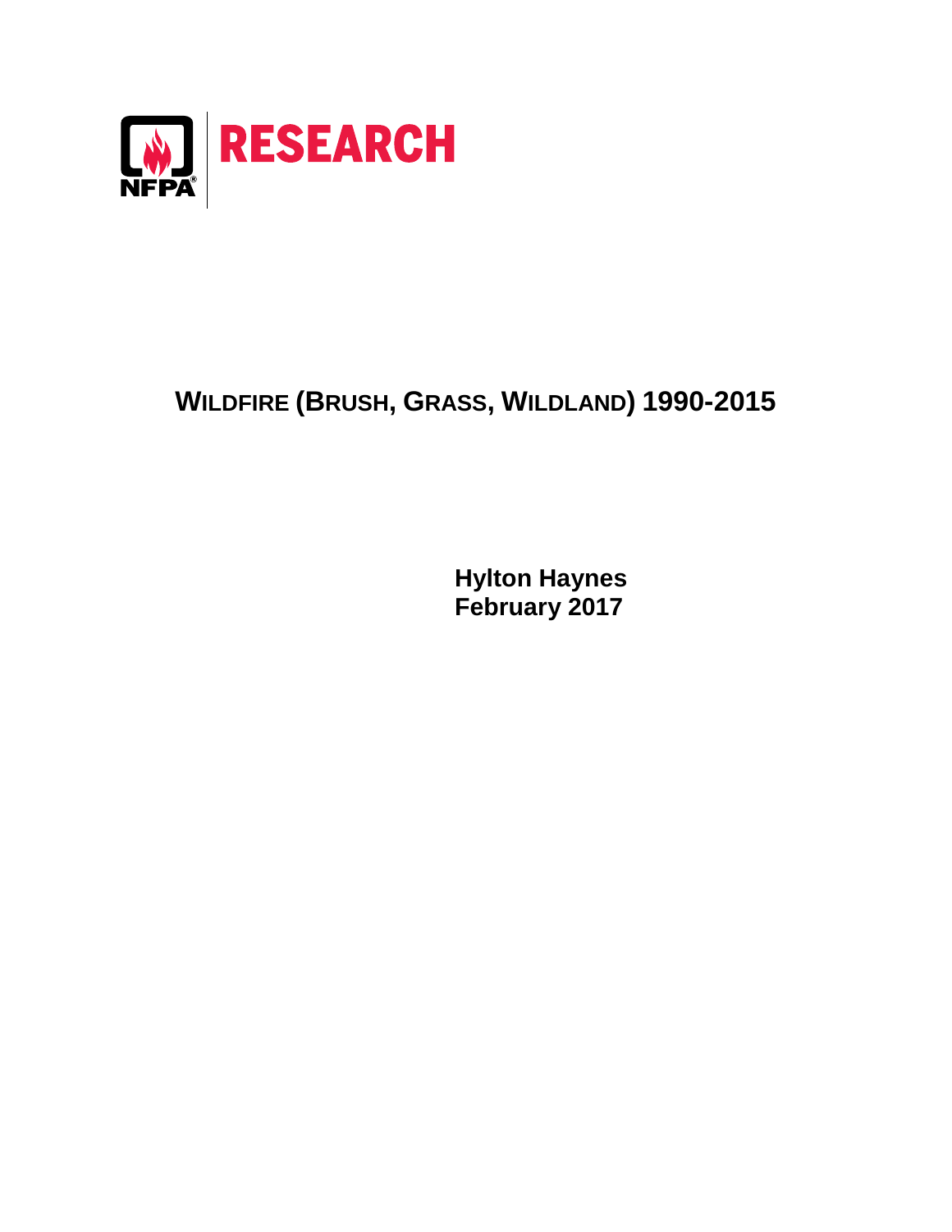NFPA RESEARCH

# WILDFIRE (BRUSH, GRASS, WILDLAND) 1990-2015

**Hylton Haynes**
**February 2017**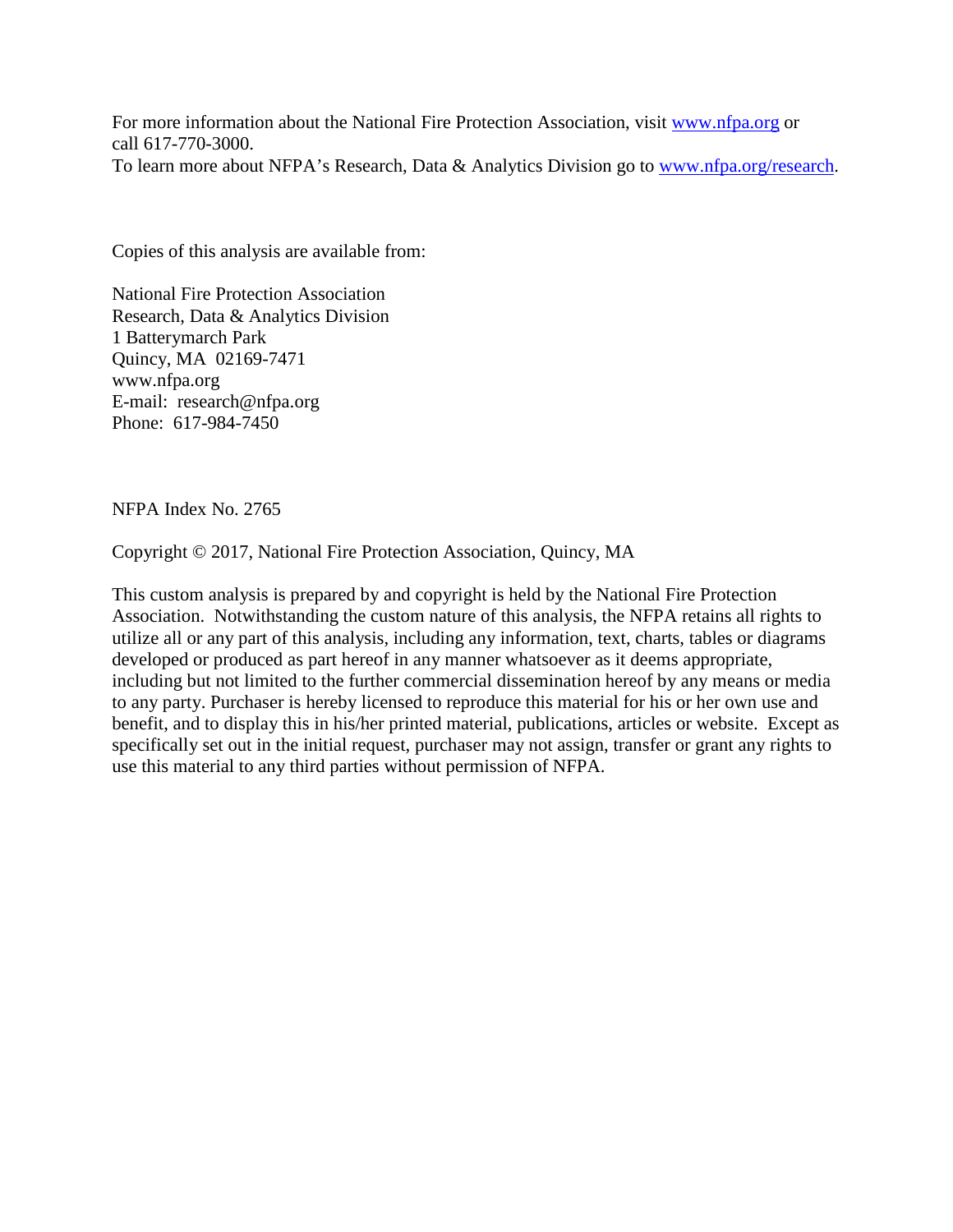For more information about the National Fire Protection Association, visit [www.nfpa.org](http://www.nfpa.org) or call 617-770-3000.
To learn more about NFPA's Research, Data & Analytics Division go to [www.nfpa.org/research](http://www.nfpa.org/research).

Copies of this analysis are available from:

National Fire Protection Association
Research, Data & Analytics Division
1 Batterymarch Park
Quincy, MA 02169-7471
www.nfpa.org
E-mail: research@nfpa.org
Phone: 617-984-7450

NFPA Index No. 2765

Copyright © 2017, National Fire Protection Association, Quincy, MA

This custom analysis is prepared by and copyright is held by the National Fire Protection Association. Notwithstanding the custom nature of this analysis, the NFPA retains all rights to utilize all or any part of this analysis, including any information, text, charts, tables or diagrams developed or produced as part hereof in any manner whatsoever as it deems appropriate, including but not limited to the further commercial dissemination hereof by any means or media to any party. Purchaser is hereby licensed to reproduce this material for his or her own use and benefit, and to display this in his/her printed material, publications, articles or website. Except as specifically set out in the initial request, purchaser may not assign, transfer or grant any rights to use this material to any third parties without permission of NFPA.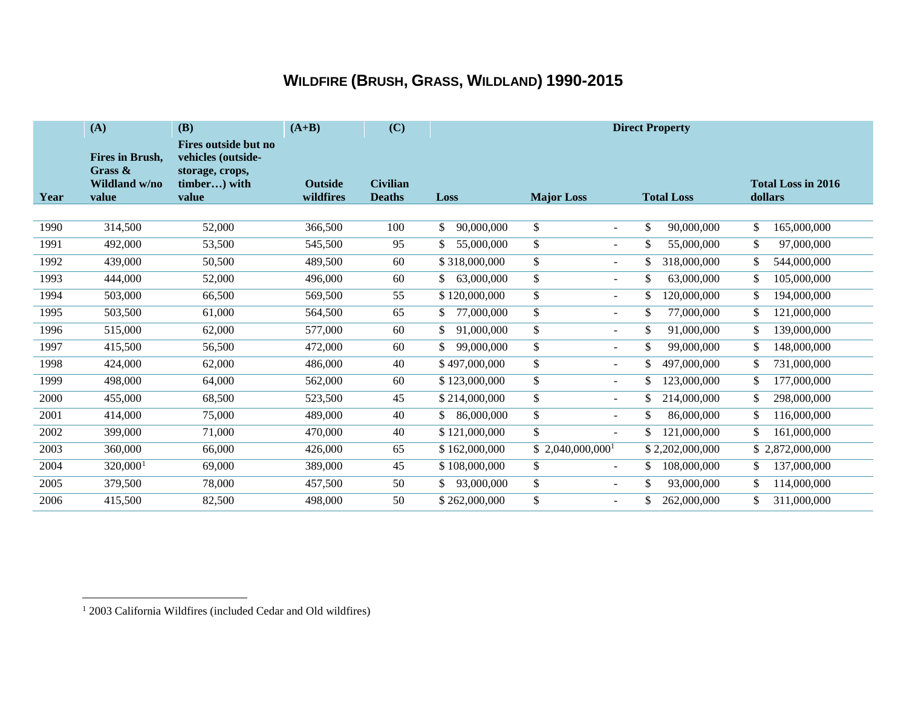# WILDFIRE (BRUSH, GRASS, WILDLAND) 1990-2015

| Year | (A) Fires in Brush, Grass & Wildland w/no value | (B) Fires outside but no vehicles (outside-storage, crops, timber…) with value | (A+B) Outside wildfires | (C) Civilian Deaths | Direct Property Loss | Major Loss | Total Loss | Total Loss in 2016 dollars |
|---|---|---|---|---|---|---|---|---|
| 1990 | 314,500 | 52,000 | 366,500 | 100 | $ 90,000,000 | $ - | $ 90,000,000 | $ 165,000,000 |
| 1991 | 492,000 | 53,500 | 545,500 | 95 | $ 55,000,000 | $ - | $ 55,000,000 | $ 97,000,000 |
| 1992 | 439,000 | 50,500 | 489,500 | 60 | $ 318,000,000 | $ - | $ 318,000,000 | $ 544,000,000 |
| 1993 | 444,000 | 52,000 | 496,000 | 60 | $ 63,000,000 | $ - | $ 63,000,000 | $ 105,000,000 |
| 1994 | 503,000 | 66,500 | 569,500 | 55 | $ 120,000,000 | $ - | $ 120,000,000 | $ 194,000,000 |
| 1995 | 503,500 | 61,000 | 564,500 | 65 | $ 77,000,000 | $ - | $ 77,000,000 | $ 121,000,000 |
| 1996 | 515,000 | 62,000 | 577,000 | 60 | $ 91,000,000 | $ - | $ 91,000,000 | $ 139,000,000 |
| 1997 | 415,500 | 56,500 | 472,000 | 60 | $ 99,000,000 | $ - | $ 99,000,000 | $ 148,000,000 |
| 1998 | 424,000 | 62,000 | 486,000 | 40 | $ 497,000,000 | $ - | $ 497,000,000 | $ 731,000,000 |
| 1999 | 498,000 | 64,000 | 562,000 | 60 | $ 123,000,000 | $ - | $ 123,000,000 | $ 177,000,000 |
| 2000 | 455,000 | 68,500 | 523,500 | 45 | $ 214,000,000 | $ - | $ 214,000,000 | $ 298,000,000 |
| 2001 | 414,000 | 75,000 | 489,000 | 40 | $ 86,000,000 | $ - | $ 86,000,000 | $ 116,000,000 |
| 2002 | 399,000 | 71,000 | 470,000 | 40 | $ 121,000,000 | $ - | $ 121,000,000 | $ 161,000,000 |
| 2003 | 360,000 | 66,000 | 426,000 | 65 | $ 162,000,000 | $ 2,040,000,000[1] | $ 2,202,000,000 | $ 2,872,000,000 |
| 2004 | 320,000[1] | 69,000 | 389,000 | 45 | $ 108,000,000 | $ - | $ 108,000,000 | $ 137,000,000 |
| 2005 | 379,500 | 78,000 | 457,500 | 50 | $ 93,000,000 | $ - | $ 93,000,000 | $ 114,000,000 |
| 2006 | 415,500 | 82,500 | 498,000 | 50 | $ 262,000,000 | $ - | $ 262,000,000 | $ 311,000,000 |

[1] 2003 California Wildfires (included Cedar and Old wildfires)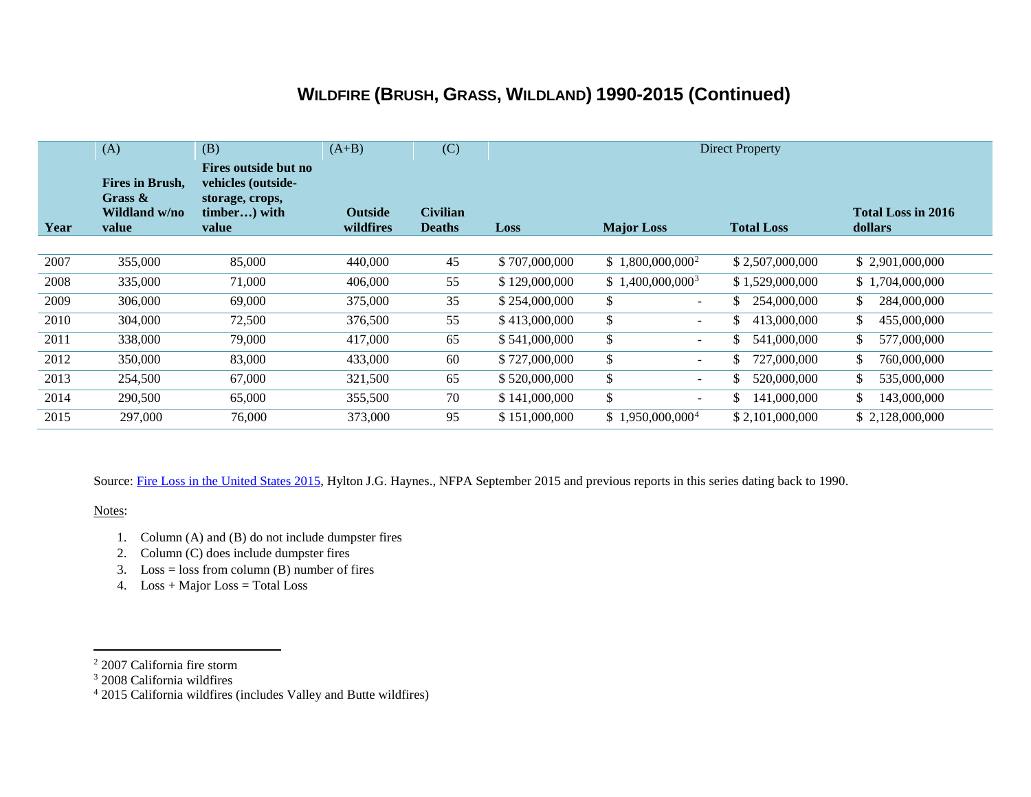# WILDFIRE (BRUSH, GRASS, WILDLAND) 1990-2015 (Continued)

| Year | (A) Fires in Brush, Grass & Wildland w/no value | (B) Fires outside but no vehicles (outside-storage, crops, timber…) with value | (A+B) Outside wildfires | (C) Civilian Deaths | Direct Property Loss | Major Loss | Total Loss | Total Loss in 2016 dollars |
|---|---|---|---|---|---|---|---|---|
| 2007 | 355,000 | 85,000 | 440,000 | 45 | $ 707,000,000 | $ 1,800,000,000[2] | $ 2,507,000,000 | $ 2,901,000,000 |
| 2008 | 335,000 | 71,000 | 406,000 | 55 | $ 129,000,000 | $ 1,400,000,000[3] | $ 1,529,000,000 | $ 1,704,000,000 |
| 2009 | 306,000 | 69,000 | 375,000 | 35 | $ 254,000,000 | $ - | $ 254,000,000 | $ 284,000,000 |
| 2010 | 304,000 | 72,500 | 376,500 | 55 | $ 413,000,000 | $ - | $ 413,000,000 | $ 455,000,000 |
| 2011 | 338,000 | 79,000 | 417,000 | 65 | $ 541,000,000 | $ - | $ 541,000,000 | $ 577,000,000 |
| 2012 | 350,000 | 83,000 | 433,000 | 60 | $ 727,000,000 | $ - | $ 727,000,000 | $ 760,000,000 |
| 2013 | 254,500 | 67,000 | 321,500 | 65 | $ 520,000,000 | $ - | $ 520,000,000 | $ 535,000,000 |
| 2014 | 290,500 | 65,000 | 355,500 | 70 | $ 141,000,000 | $ - | $ 141,000,000 | $ 143,000,000 |
| 2015 | 297,000 | 76,000 | 373,000 | 95 | $ 151,000,000 | $ 1,950,000,000[4] | $ 2,101,000,000 | $ 2,128,000,000 |

Source: Fire Loss in the United States 2015, Hylton J.G. Haynes., NFPA September 2015 and previous reports in this series dating back to 1990.

Notes:

1. Column (A) and (B) do not include dumpster fires
2. Column (C) does include dumpster fires
3. Loss = loss from column (B) number of fires
4. Loss + Major Loss = Total Loss

[2] 2007 California fire storm

[3] 2008 California wildfires

[4] 2015 California wildfires (includes Valley and Butte wildfires)